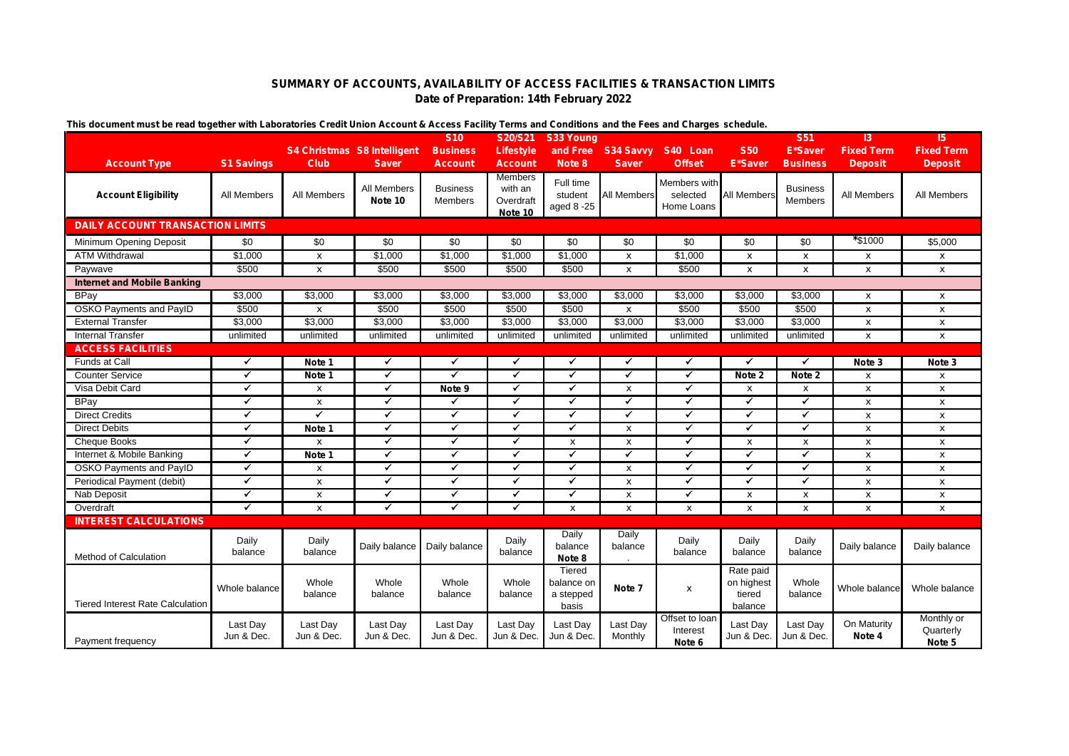# SUMMARY OF ACCOUNTS, AVAILABILITY OF ACCESS FACILITIES & TRANSACTION LIMITS

**Date of Preparation: 14th February 2022**

**This document must be read together with Laboratories Credit Union Account & Access Facility Terms and Conditions and the Fees and Charges schedule.**

| Account Type | S1 Savings | S4 Christmas Club | S8 Intelligent Saver | S10 Business Account | S20/S21 Lifestyle Account | S33 Young and Free Note 8 | S34 Savvy Saver | S40 Loan Offset | S50 E*Saver | S51 E*Saver Business | I3 Fixed Term Deposit | I5 Fixed Term Deposit |
|---|---|---|---|---|---|---|---|---|---|---|---|---|
| Account Eligibility | All Members | All Members | All Members Note 10 | Business Members | Members with an Overdraft Note 10 | Full time student aged 8 -25 | All Members | Members with selected Home Loans | All Members | Business Members | All Members | All Members |
| **DAILY ACCOUNT TRANSACTION LIMITS** | | | | | | | | | | | | |
| Minimum Opening Deposit | $0 | $0 | $0 | $0 | $0 | $0 | $0 | $0 | $0 | $0 | *$1000 | $5,000 |
| ATM Withdrawal | $1,000 | x | $1,000 | $1,000 | $1,000 | $1,000 | x | $1,000 | x | x | x | x |
| Paywave | $500 | x | $500 | $500 | $500 | $500 | x | $500 | x | x | x | x |
| **Internet and Mobile Banking** | | | | | | | | | | | | |
| BPay | $3,000 | $3,000 | $3,000 | $3,000 | $3,000 | $3,000 | $3,000 | $3,000 | $3,000 | $3,000 | x | x |
| OSKO Payments and PayID | $500 | x | $500 | $500 | $500 | $500 | x | $500 | $500 | $500 | x | x |
| External Transfer | $3,000 | $3,000 | $3,000 | $3,000 | $3,000 | $3,000 | $3,000 | $3,000 | $3,000 | $3,000 | x | x |
| Internal Transfer | unlimited | unlimited | unlimited | unlimited | unlimited | unlimited | unlimited | unlimited | unlimited | unlimited | x | x |
| **ACCESS FACILITIES** | | | | | | | | | | | | |
| Funds at Call | ✓ | Note 1 | ✓ | ✓ | ✓ | ✓ | ✓ | ✓ | ✓ | ✓ | Note 3 | Note 3 |
| Counter Service | ✓ | Note 1 | ✓ | ✓ | ✓ | ✓ | ✓ | ✓ | Note 2 | Note 2 | x | x |
| Visa Debit Card | ✓ | x | ✓ | Note 9 | ✓ | ✓ | x | ✓ | x | x | x | x |
| BPay | ✓ | x | ✓ | ✓ | ✓ | ✓ | ✓ | ✓ | ✓ | ✓ | x | x |
| Direct Credits | ✓ | ✓ | ✓ | ✓ | ✓ | ✓ | ✓ | ✓ | ✓ | ✓ | x | x |
| Direct Debits | ✓ | Note 1 | ✓ | ✓ | ✓ | ✓ | x | ✓ | ✓ | ✓ | x | x |
| Cheque Books | ✓ | x | ✓ | ✓ | ✓ | x | x | ✓ | x | x | x | x |
| Internet & Mobile Banking | ✓ | Note 1 | ✓ | ✓ | ✓ | ✓ | ✓ | ✓ | ✓ | ✓ | x | x |
| OSKO Payments and PayID | ✓ | x | ✓ | ✓ | ✓ | ✓ | x | ✓ | ✓ | ✓ | x | x |
| Periodical Payment (debit) | ✓ | x | ✓ | ✓ | ✓ | ✓ | x | ✓ | ✓ | ✓ | x | x |
| Nab Deposit | ✓ | x | ✓ | ✓ | ✓ | ✓ | x | ✓ | x | x | x | x |
| Overdraft | ✓ | x | ✓ | ✓ | ✓ | x | x | x | x | x | x | x |
| **INTEREST CALCULATIONS** | | | | | | | | | | | | |
| Method of Calculation | Daily balance | Daily balance | Daily balance | Daily balance | Daily balance | Daily balance Note 8 | Daily balance . | Daily balance | Daily balance | Daily balance | Daily balance | Daily balance |
| Tiered Interest Rate Calculation | Whole balance | Whole balance | Whole balance | Whole balance | Whole balance | Tiered balance on a stepped basis | Note 7 | x | Rate paid on highest tiered balance | Whole balance | Whole balance | Whole balance |
| Payment frequency | Last Day Jun & Dec. | Last Day Jun & Dec. | Last Day Jun & Dec. | Last Day Jun & Dec. | Last Day Jun & Dec. | Last Day Jun & Dec. | Last Day Monthly | Offset to loan Interest Note 6 | Last Day Jun & Dec. | Last Day Jun & Dec. | On Maturity Note 4 | Monthly or Quarterly Note 5 |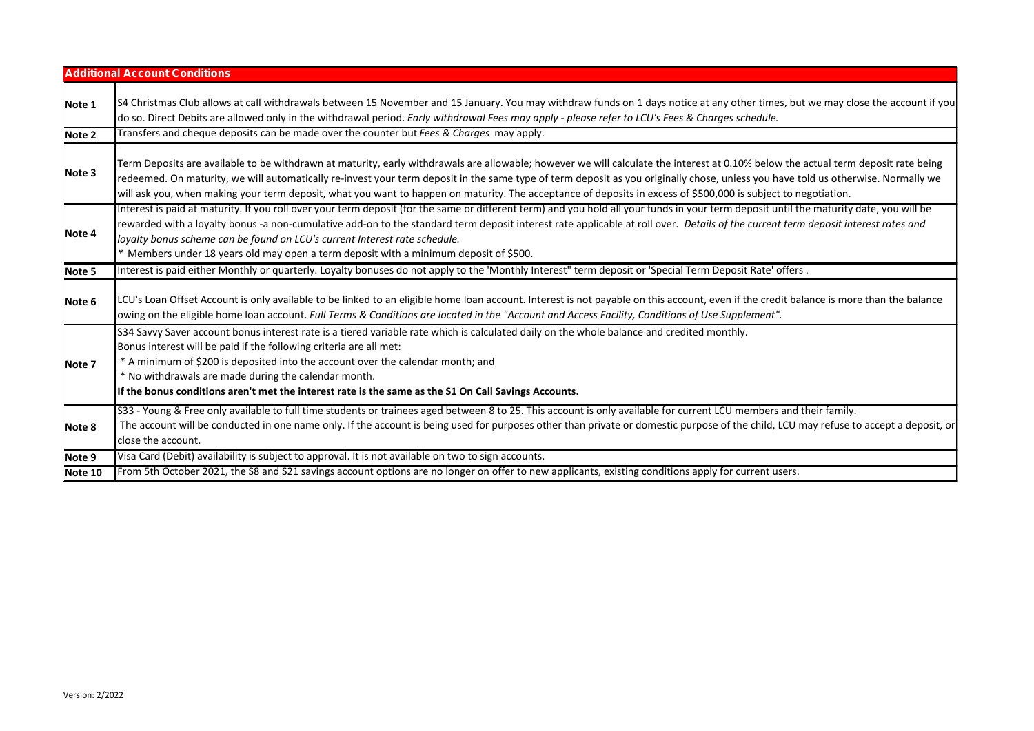| Additional Account Conditions | |
|---|---|
| Note 1 | S4 Christmas Club allows at call withdrawals between 15 November and 15 January. You may withdraw funds on 1 days notice at any other times, but we may close the account if you do so. Direct Debits are allowed only in the withdrawal period. *Early withdrawal Fees may apply - please refer to LCU's Fees & Charges schedule.* |
| Note 2 | Transfers and cheque deposits can be made over the counter but *Fees & Charges* may apply. |
| Note 3 | Term Deposits are available to be withdrawn at maturity, early withdrawals are allowable; however we will calculate the interest at 0.10% below the actual term deposit rate being redeemed. On maturity, we will automatically re-invest your term deposit in the same type of term deposit as you originally chose, unless you have told us otherwise. Normally we will ask you, when making your term deposit, what you want to happen on maturity. The acceptance of deposits in excess of $500,000 is subject to negotiation. |
| Note 4 | Interest is paid at maturity. If you roll over your term deposit (for the same or different term) and you hold all your funds in your term deposit until the maturity date, you will be rewarded with a loyalty bonus -a non-cumulative add-on to the standard term deposit interest rate applicable at roll over. *Details of the current term deposit interest rates and loyalty bonus scheme can be found on LCU's current Interest rate schedule.*<br>* Members under 18 years old may open a term deposit with a minimum deposit of $500. |
| Note 5 | Interest is paid either Monthly or quarterly. Loyalty bonuses do not apply to the 'Monthly Interest" term deposit or 'Special Term Deposit Rate' offers . |
| Note 6 | LCU's Loan Offset Account is only available to be linked to an eligible home loan account. Interest is not payable on this account, even if the credit balance is more than the balance owing on the eligible home loan account. *Full Terms & Conditions are located in the "Account and Access Facility, Conditions of Use Supplement".* |
| Note 7 | S34 Savvy Saver account bonus interest rate is a tiered variable rate which is calculated daily on the whole balance and credited monthly.<br>Bonus interest will be paid if the following criteria are all met:<br>* A minimum of $200 is deposited into the account over the calendar month; and<br>* No withdrawals are made during the calendar month.<br>**If the bonus conditions aren't met the interest rate is the same as the S1 On Call Savings Accounts.** |
| Note 8 | S33 - Young & Free only available to full time students or trainees aged between 8 to 25. This account is only available for current LCU members and their family.<br>The account will be conducted in one name only. If the account is being used for purposes other than private or domestic purpose of the child, LCU may refuse to accept a deposit, or close the account. |
| Note 9 | Visa Card (Debit) availability is subject to approval. It is not available on two to sign accounts. |
| Note 10 | From 5th October 2021, the S8 and S21 savings account options are no longer on offer to new applicants, existing conditions apply for current users. |

Version: 2/2022